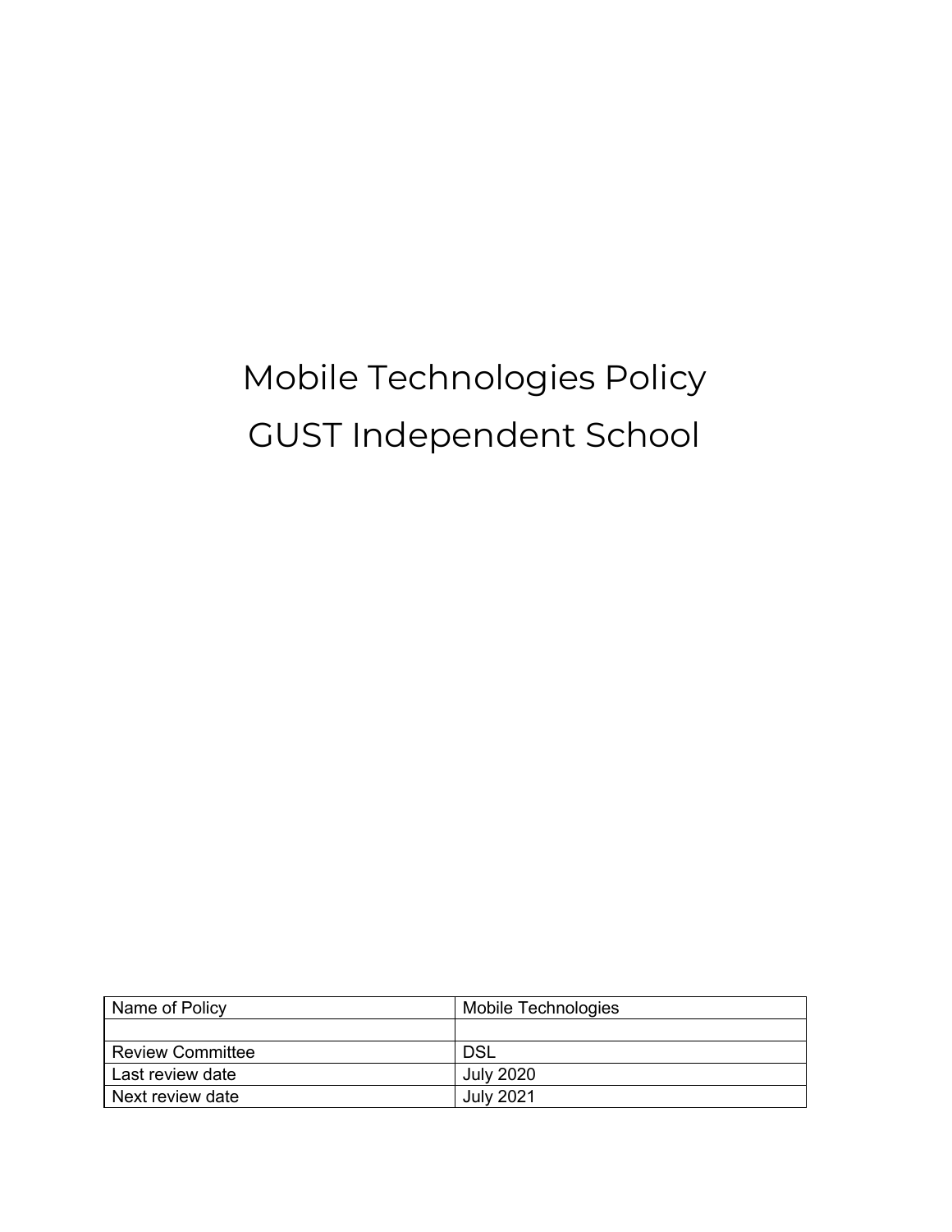# Mobile Technologies Policy
# GUST Independent School

| Name of Policy | Mobile Technologies |
|---|---|
| | |
| Review Committee | DSL |
| Last review date | July 2020 |
| Next review date | July 2021 |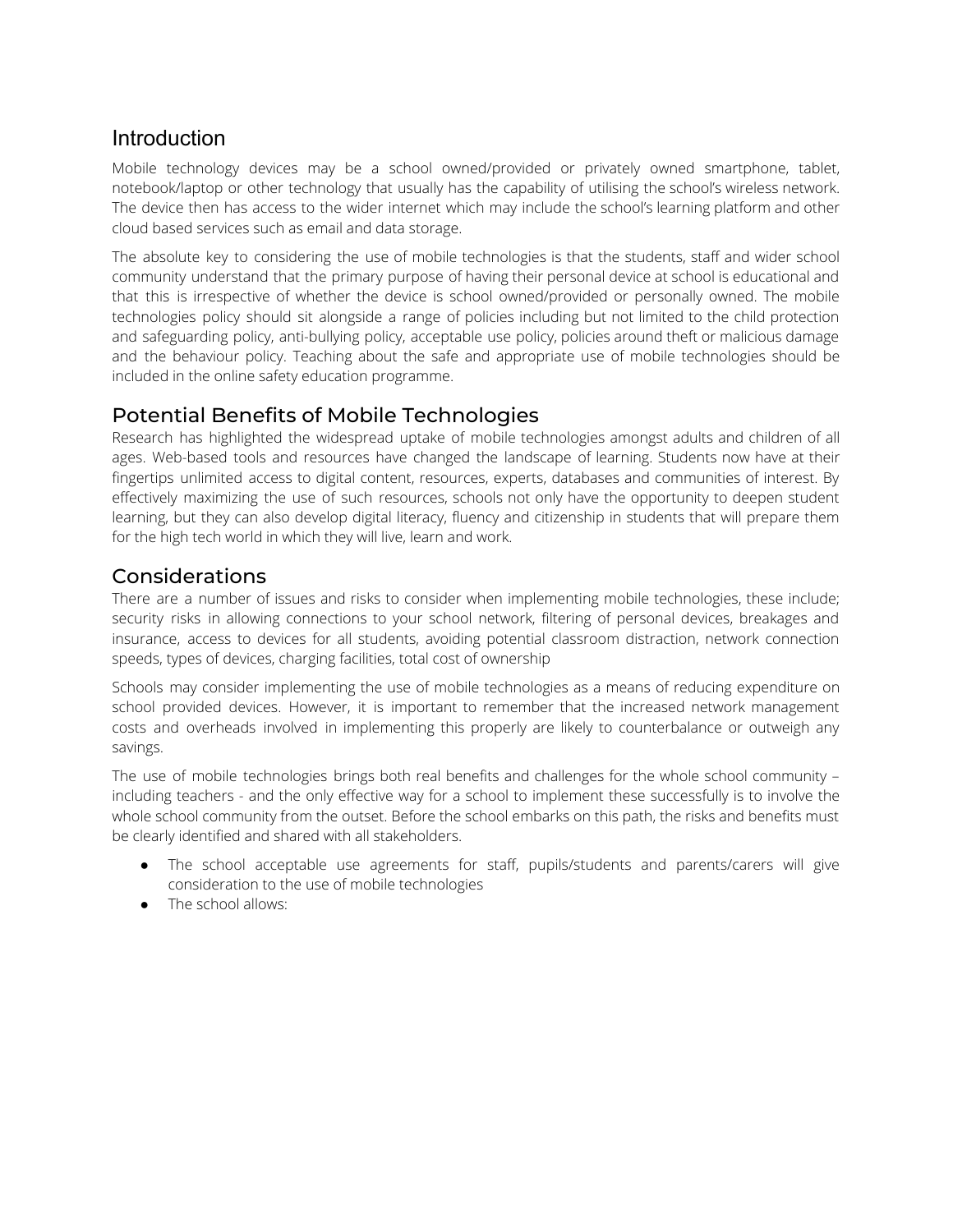## Introduction

Mobile technology devices may be a school owned/provided or privately owned smartphone, tablet, notebook/laptop or other technology that usually has the capability of utilising the school's wireless network. The device then has access to the wider internet which may include the school's learning platform and other cloud based services such as email and data storage.

The absolute key to considering the use of mobile technologies is that the students, staff and wider school community understand that the primary purpose of having their personal device at school is educational and that this is irrespective of whether the device is school owned/provided or personally owned. The mobile technologies policy should sit alongside a range of policies including but not limited to the child protection and safeguarding policy, anti-bullying policy, acceptable use policy, policies around theft or malicious damage and the behaviour policy. Teaching about the safe and appropriate use of mobile technologies should be included in the online safety education programme.

## Potential Benefits of Mobile Technologies

Research has highlighted the widespread uptake of mobile technologies amongst adults and children of all ages. Web-based tools and resources have changed the landscape of learning. Students now have at their fingertips unlimited access to digital content, resources, experts, databases and communities of interest. By effectively maximizing the use of such resources, schools not only have the opportunity to deepen student learning, but they can also develop digital literacy, fluency and citizenship in students that will prepare them for the high tech world in which they will live, learn and work.

## Considerations

There are a number of issues and risks to consider when implementing mobile technologies, these include; security risks in allowing connections to your school network, filtering of personal devices, breakages and insurance, access to devices for all students, avoiding potential classroom distraction, network connection speeds, types of devices, charging facilities, total cost of ownership

Schools may consider implementing the use of mobile technologies as a means of reducing expenditure on school provided devices. However, it is important to remember that the increased network management costs and overheads involved in implementing this properly are likely to counterbalance or outweigh any savings.

The use of mobile technologies brings both real benefits and challenges for the whole school community – including teachers - and the only effective way for a school to implement these successfully is to involve the whole school community from the outset. Before the school embarks on this path, the risks and benefits must be clearly identified and shared with all stakeholders.

- The school acceptable use agreements for staff, pupils/students and parents/carers will give consideration to the use of mobile technologies
- The school allows: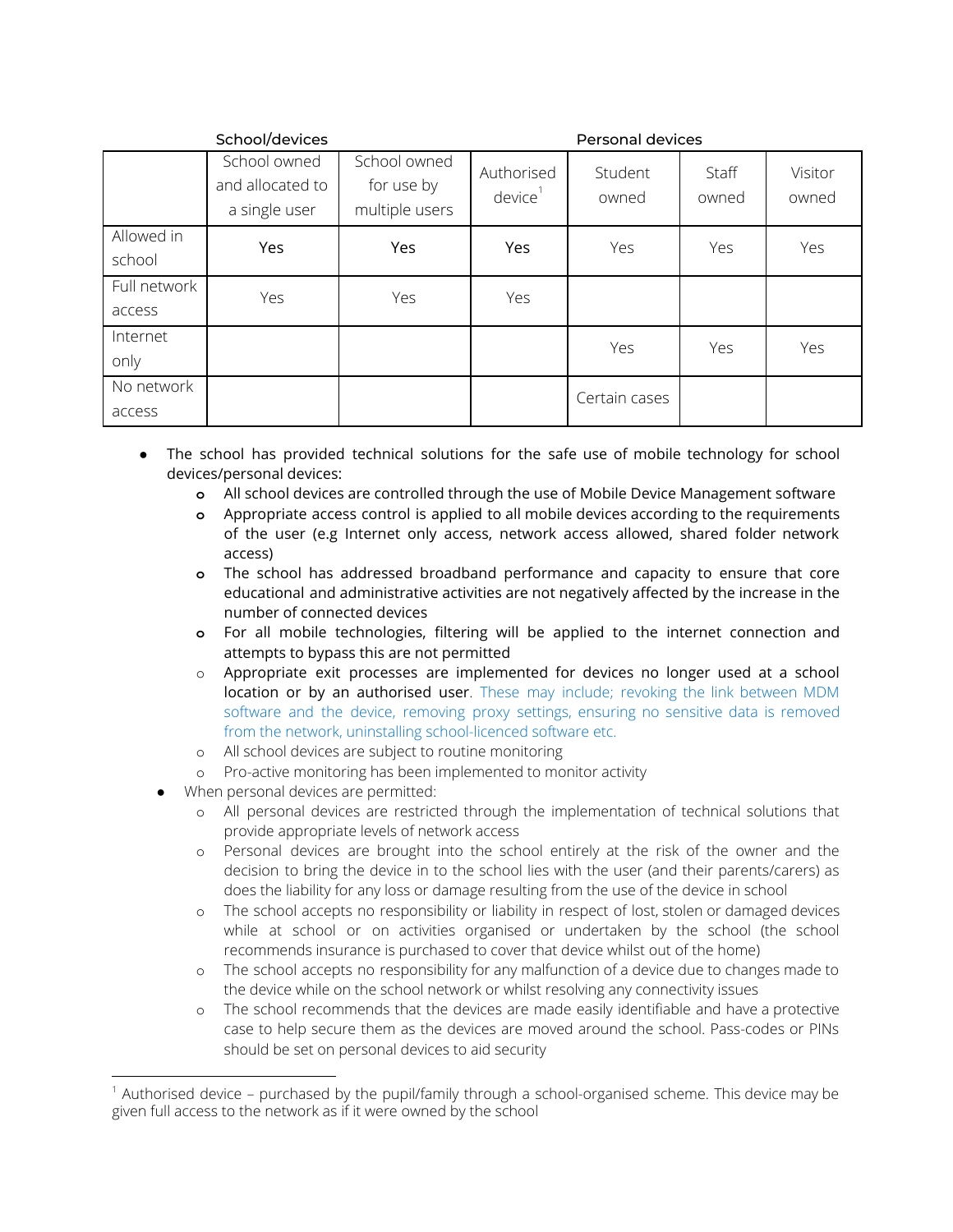| | School/devices | | | Personal devices | | |
|---|---|---|---|---|---|---|
| | School owned and allocated to a single user | School owned for use by multiple users | Authorised device[1] | Student owned | Staff owned | Visitor owned |
| Allowed in school | Yes | Yes | Yes | Yes | Yes | Yes |
| Full network access | Yes | Yes | Yes | | | |
| Internet only | | | | Yes | Yes | Yes |
| No network access | | | | Certain cases | | |

- The school has provided technical solutions for the safe use of mobile technology for school devices/personal devices:
  - All school devices are controlled through the use of Mobile Device Management software
  - Appropriate access control is applied to all mobile devices according to the requirements of the user (e.g Internet only access, network access allowed, shared folder network access)
  - The school has addressed broadband performance and capacity to ensure that core educational and administrative activities are not negatively affected by the increase in the number of connected devices
  - For all mobile technologies, filtering will be applied to the internet connection and attempts to bypass this are not permitted
  - Appropriate exit processes are implemented for devices no longer used at a school location or by an authorised user. These may include; revoking the link between MDM software and the device, removing proxy settings, ensuring no sensitive data is removed from the network, uninstalling school-licenced software etc.
  - All school devices are subject to routine monitoring
  - Pro-active monitoring has been implemented to monitor activity
- When personal devices are permitted:
  - All personal devices are restricted through the implementation of technical solutions that provide appropriate levels of network access
  - Personal devices are brought into the school entirely at the risk of the owner and the decision to bring the device in to the school lies with the user (and their parents/carers) as does the liability for any loss or damage resulting from the use of the device in school
  - The school accepts no responsibility or liability in respect of lost, stolen or damaged devices while at school or on activities organised or undertaken by the school (the school recommends insurance is purchased to cover that device whilst out of the home)
  - The school accepts no responsibility for any malfunction of a device due to changes made to the device while on the school network or whilst resolving any connectivity issues
  - The school recommends that the devices are made easily identifiable and have a protective case to help secure them as the devices are moved around the school. Pass-codes or PINs should be set on personal devices to aid security

[1] Authorised device – purchased by the pupil/family through a school-organised scheme. This device may be given full access to the network as if it were owned by the school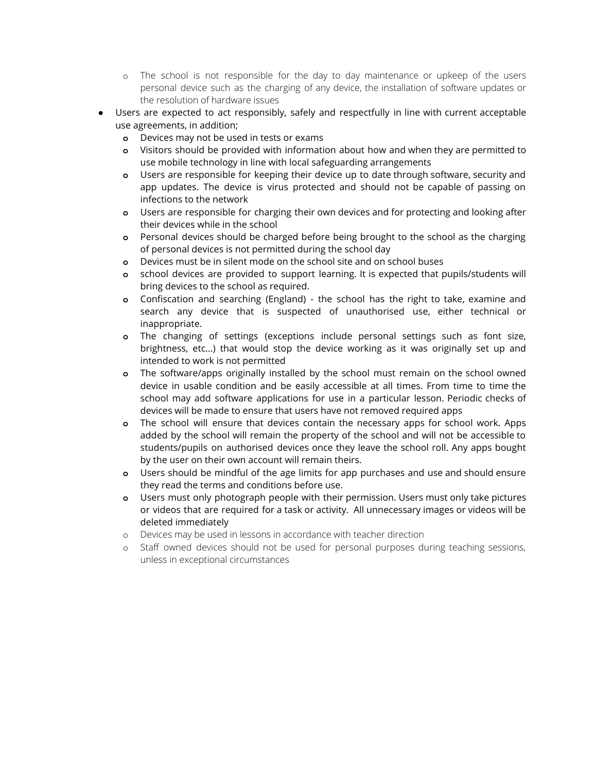- The school is not responsible for the day to day maintenance or upkeep of the users personal device such as the charging of any device, the installation of software updates or the resolution of hardware issues
- Users are expected to act responsibly, safely and respectfully in line with current acceptable use agreements, in addition;
  - Devices may not be used in tests or exams
  - Visitors should be provided with information about how and when they are permitted to use mobile technology in line with local safeguarding arrangements
  - Users are responsible for keeping their device up to date through software, security and app updates. The device is virus protected and should not be capable of passing on infections to the network
  - Users are responsible for charging their own devices and for protecting and looking after their devices while in the school
  - Personal devices should be charged before being brought to the school as the charging of personal devices is not permitted during the school day
  - Devices must be in silent mode on the school site and on school buses
  - school devices are provided to support learning. It is expected that pupils/students will bring devices to the school as required.
  - Confiscation and searching (England) - the school has the right to take, examine and search any device that is suspected of unauthorised use, either technical or inappropriate.
  - The changing of settings (exceptions include personal settings such as font size, brightness, etc…) that would stop the device working as it was originally set up and intended to work is not permitted
  - The software/apps originally installed by the school must remain on the school owned device in usable condition and be easily accessible at all times. From time to time the school may add software applications for use in a particular lesson. Periodic checks of devices will be made to ensure that users have not removed required apps
  - The school will ensure that devices contain the necessary apps for school work. Apps added by the school will remain the property of the school and will not be accessible to students/pupils on authorised devices once they leave the school roll. Any apps bought by the user on their own account will remain theirs.
  - Users should be mindful of the age limits for app purchases and use and should ensure they read the terms and conditions before use.
  - Users must only photograph people with their permission. Users must only take pictures or videos that are required for a task or activity. All unnecessary images or videos will be deleted immediately
  - Devices may be used in lessons in accordance with teacher direction
  - Staff owned devices should not be used for personal purposes during teaching sessions, unless in exceptional circumstances